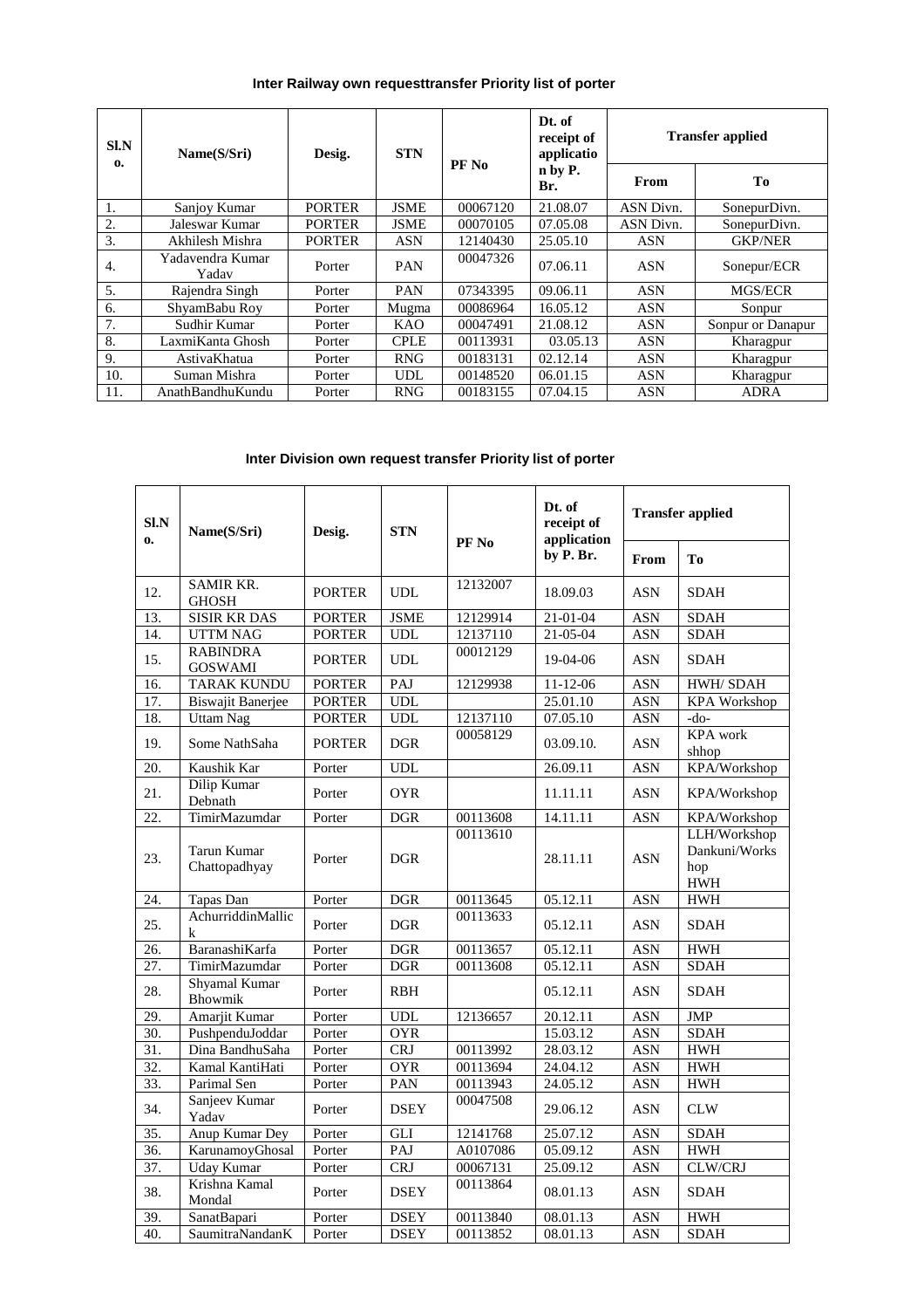**Inter Railway own requesttransfer Priority list of porter**

| Sl.No. | Name(S/Sri) | Desig. | STN | PF No | Dt. of receipt of application by P. Br. | Transfer applied | |
|---|---|---|---|---|---|---|---|
| | | | | | | From | To |
| 1. | Sanjoy Kumar | PORTER | JSME | 00067120 | 21.08.07 | ASN Divn. | SonepurDivn. |
| 2. | Jaleswar Kumar | PORTER | JSME | 00070105 | 07.05.08 | ASN Divn. | SonepurDivn. |
| 3. | Akhilesh Mishra | PORTER | ASN | 12140430 | 25.05.10 | ASN | GKP/NER |
| 4. | Yadavendra Kumar Yadav | Porter | PAN | 00047326 | 07.06.11 | ASN | Sonepur/ECR |
| 5. | Rajendra Singh | Porter | PAN | 07343395 | 09.06.11 | ASN | MGS/ECR |
| 6. | ShyamBabu Roy | Porter | Mugma | 00086964 | 16.05.12 | ASN | Sonpur |
| 7. | Sudhir Kumar | Porter | KAO | 00047491 | 21.08.12 | ASN | Sonpur or Danapur |
| 8. | LaxmiKanta Ghosh | Porter | CPLE | 00113931 | 03.05.13 | ASN | Kharagpur |
| 9. | AstivaKhatua | Porter | RNG | 00183131 | 02.12.14 | ASN | Kharagpur |
| 10. | Suman Mishra | Porter | UDL | 00148520 | 06.01.15 | ASN | Kharagpur |
| 11. | AnathBandhuKundu | Porter | RNG | 00183155 | 07.04.15 | ASN | ADRA |

**Inter Division own request transfer Priority list of porter**

| Sl.No. | Name(S/Sri) | Desig. | STN | PF No | Dt. of receipt of application by P. Br. | Transfer applied | |
|---|---|---|---|---|---|---|---|
| | | | | | | From | To |
| 12. | SAMIR KR. GHOSH | PORTER | UDL | 12132007 | 18.09.03 | ASN | SDAH |
| 13. | SISIR KR DAS | PORTER | JSME | 12129914 | 21-01-04 | ASN | SDAH |
| 14. | UTTM NAG | PORTER | UDL | 12137110 | 21-05-04 | ASN | SDAH |
| 15. | RABINDRA GOSWAMI | PORTER | UDL | 00012129 | 19-04-06 | ASN | SDAH |
| 16. | TARAK KUNDU | PORTER | PAJ | 12129938 | 11-12-06 | ASN | HWH/ SDAH |
| 17. | Biswajit Banerjee | PORTER | UDL | | 25.01.10 | ASN | KPA Workshop |
| 18. | Uttam Nag | PORTER | UDL | 12137110 | 07.05.10 | ASN | -do- |
| 19. | Some NathSaha | PORTER | DGR | 00058129 | 03.09.10. | ASN | KPA work shhop |
| 20. | Kaushik Kar | Porter | UDL | | 26.09.11 | ASN | KPA/Workshop |
| 21. | Dilip Kumar Debnath | Porter | OYR | | 11.11.11 | ASN | KPA/Workshop |
| 22. | TimirMazumdar | Porter | DGR | 00113608 | 14.11.11 | ASN | KPA/Workshop |
| 23. | Tarun Kumar Chattopadhyay | Porter | DGR | 00113610 | 28.11.11 | ASN | LLH/Workshop Dankuni/Workshop HWH |
| 24. | Tapas Dan | Porter | DGR | 00113645 | 05.12.11 | ASN | HWH |
| 25. | AchurriddinMallick | Porter | DGR | 00113633 | 05.12.11 | ASN | SDAH |
| 26. | BaranashiKarfa | Porter | DGR | 00113657 | 05.12.11 | ASN | HWH |
| 27. | TimirMazumdar | Porter | DGR | 00113608 | 05.12.11 | ASN | SDAH |
| 28. | Shyamal Kumar Bhowmik | Porter | RBH | | 05.12.11 | ASN | SDAH |
| 29. | Amarjit Kumar | Porter | UDL | 12136657 | 20.12.11 | ASN | JMP |
| 30. | PushpenduJoddar | Porter | OYR | | 15.03.12 | ASN | SDAH |
| 31. | Dina BandhuSaha | Porter | CRJ | 00113992 | 28.03.12 | ASN | HWH |
| 32. | Kamal KantiHati | Porter | OYR | 00113694 | 24.04.12 | ASN | HWH |
| 33. | Parimal Sen | Porter | PAN | 00113943 | 24.05.12 | ASN | HWH |
| 34. | Sanjeev Kumar Yadav | Porter | DSEY | 00047508 | 29.06.12 | ASN | CLW |
| 35. | Anup Kumar Dey | Porter | GLI | 12141768 | 25.07.12 | ASN | SDAH |
| 36. | KarunamoyGhosal | Porter | PAJ | A0107086 | 05.09.12 | ASN | HWH |
| 37. | Uday Kumar | Porter | CRJ | 00067131 | 25.09.12 | ASN | CLW/CRJ |
| 38. | Krishna Kamal Mondal | Porter | DSEY | 00113864 | 08.01.13 | ASN | SDAH |
| 39. | SanatBapari | Porter | DSEY | 00113840 | 08.01.13 | ASN | HWH |
| 40. | SaumitraNandanK | Porter | DSEY | 00113852 | 08.01.13 | ASN | SDAH |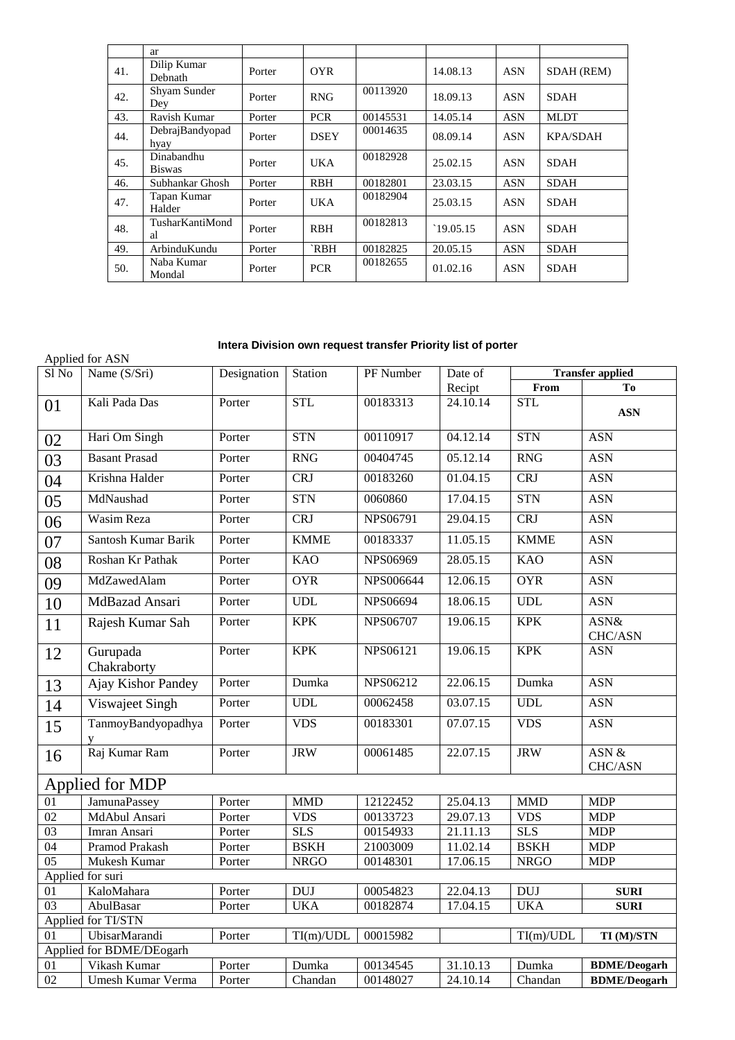|  | ar |  |  |  |  |  |  |
|---|---|---|---|---|---|---|---|
| 41. | Dilip Kumar Debnath | Porter | OYR |  | 14.08.13 | ASN | SDAH (REM) |
| 42. | Shyam Sunder Dey | Porter | RNG | 00113920 | 18.09.13 | ASN | SDAH |
| 43. | Ravish Kumar | Porter | PCR | 00145531 | 14.05.14 | ASN | MLDT |
| 44. | DebrajBandyopadhyay | Porter | DSEY | 00014635 | 08.09.14 | ASN | KPA/SDAH |
| 45. | Dinabandhu Biswas | Porter | UKA | 00182928 | 25.02.15 | ASN | SDAH |
| 46. | Subhankar Ghosh | Porter | RBH | 00182801 | 23.03.15 | ASN | SDAH |
| 47. | Tapan Kumar Halder | Porter | UKA | 00182904 | 25.03.15 | ASN | SDAH |
| 48. | TusharKantiMondal | Porter | RBH | 00182813 | `19.05.15 | ASN | SDAH |
| 49. | ArbinduKundu | Porter | `RBH | 00182825 | 20.05.15 | ASN | SDAH |
| 50. | Naba Kumar Mondal | Porter | PCR | 00182655 | 01.02.16 | ASN | SDAH |

**Intera Division own request transfer Priority list of porter**

Applied for ASN

| Sl No | Name (S/Sri) | Designation | Station | PF Number | Date of Recipt | Transfer applied | |
|---|---|---|---|---|---|---|---|
|  |  |  |  |  |  | **From** | **To** |
| 01 | Kali Pada Das | Porter | STL | 00183313 | 24.10.14 | STL | **ASN** |
| 02 | Hari Om Singh | Porter | STN | 00110917 | 04.12.14 | STN | ASN |
| 03 | Basant Prasad | Porter | RNG | 00404745 | 05.12.14 | RNG | ASN |
| 04 | Krishna Halder | Porter | CRJ | 00183260 | 01.04.15 | CRJ | ASN |
| 05 | MdNaushad | Porter | STN | 0060860 | 17.04.15 | STN | ASN |
| 06 | Wasim Reza | Porter | CRJ | NPS06791 | 29.04.15 | CRJ | ASN |
| 07 | Santosh Kumar Barik | Porter | KMME | 00183337 | 11.05.15 | KMME | ASN |
| 08 | Roshan Kr Pathak | Porter | KAO | NPS06969 | 28.05.15 | KAO | ASN |
| 09 | MdZawedAlam | Porter | OYR | NPS006644 | 12.06.15 | OYR | ASN |
| 10 | MdBazad Ansari | Porter | UDL | NPS06694 | 18.06.15 | UDL | ASN |
| 11 | Rajesh Kumar Sah | Porter | KPK | NPS06707 | 19.06.15 | KPK | ASN& CHC/ASN |
| 12 | Gurupada Chakraborty | Porter | KPK | NPS06121 | 19.06.15 | KPK | ASN |
| 13 | Ajay Kishor Pandey | Porter | Dumka | NPS06212 | 22.06.15 | Dumka | ASN |
| 14 | Viswajeet Singh | Porter | UDL | 00062458 | 03.07.15 | UDL | ASN |
| 15 | TanmoyBandyopadhyay | Porter | VDS | 00183301 | 07.07.15 | VDS | ASN |
| 16 | Raj Kumar Ram | Porter | JRW | 00061485 | 22.07.15 | JRW | ASN & CHC/ASN |
| Applied for MDP | | | | | | | |
| 01 | JamunaPassey | Porter | MMD | 12122452 | 25.04.13 | MMD | MDP |
| 02 | MdAbul Ansari | Porter | VDS | 00133723 | 29.07.13 | VDS | MDP |
| 03 | Imran Ansari | Porter | SLS | 00154933 | 21.11.13 | SLS | MDP |
| 04 | Pramod Prakash | Porter | BSKH | 21003009 | 11.02.14 | BSKH | MDP |
| 05 | Mukesh Kumar | Porter | NRGO | 00148301 | 17.06.15 | NRGO | MDP |
| Applied for suri | | | | | | | |
| 01 | KaloMahara | Porter | DUJ | 00054823 | 22.04.13 | DUJ | **SURI** |
| 03 | AbulBasar | Porter | UKA | 00182874 | 17.04.15 | UKA | **SURI** |
| Applied for TI/STN | | | | | | | |
| 01 | UbisarMarandi | Porter | TI(m)/UDL | 00015982 |  | TI(m)/UDL | **TI (M)/STN** |
| Applied for BDME/DEogarh | | | | | | | |
| 01 | Vikash Kumar | Porter | Dumka | 00134545 | 31.10.13 | Dumka | **BDME/Deogarh** |
| 02 | Umesh Kumar Verma | Porter | Chandan | 00148027 | 24.10.14 | Chandan | **BDME/Deogarh** |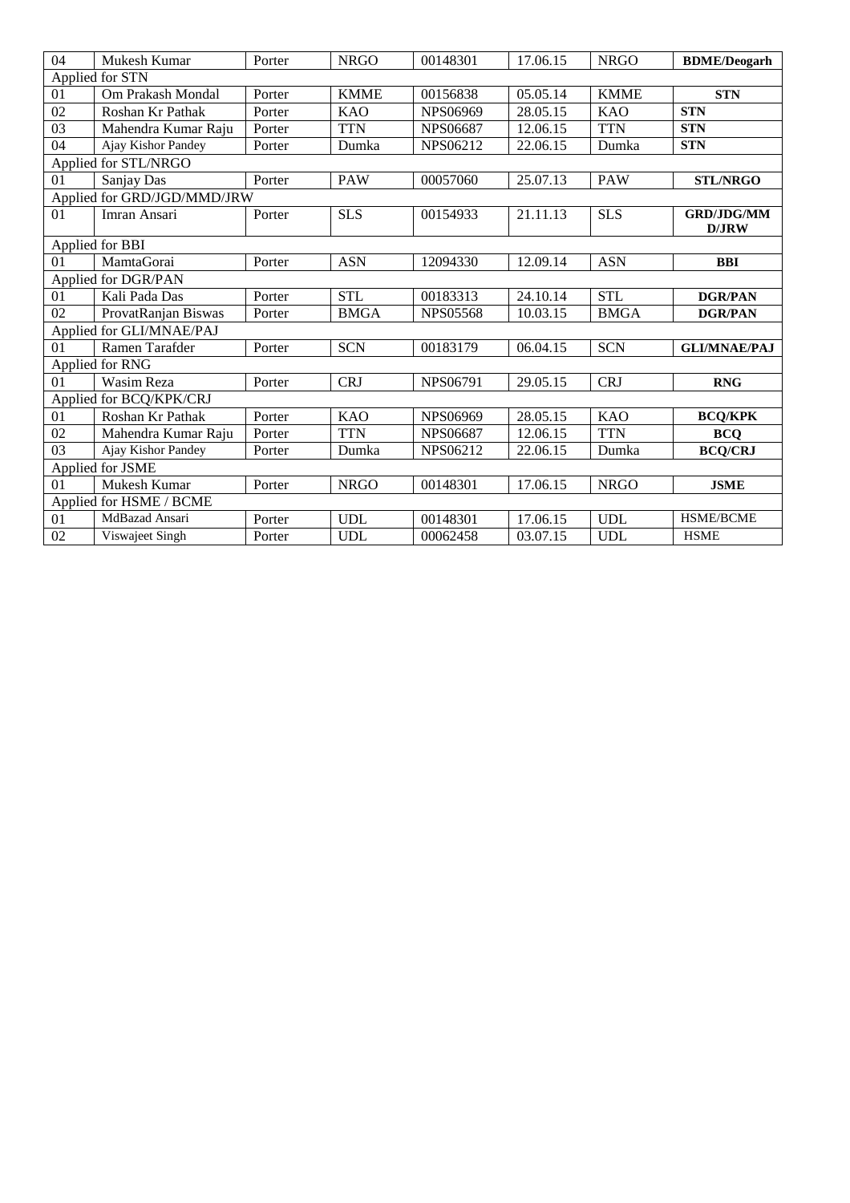| | | | | | | | |
|---|---|---|---|---|---|---|---|
| 04 | Mukesh Kumar | Porter | NRGO | 00148301 | 17.06.15 | NRGO | **BDME/Deogarh** |
| Applied for STN | | | | | | | |
| 01 | Om Prakash Mondal | Porter | KMME | 00156838 | 05.05.14 | KMME | **STN** |
| 02 | Roshan Kr Pathak | Porter | KAO | NPS06969 | 28.05.15 | KAO | **STN** |
| 03 | Mahendra Kumar Raju | Porter | TTN | NPS06687 | 12.06.15 | TTN | **STN** |
| 04 | Ajay Kishor Pandey | Porter | Dumka | NPS06212 | 22.06.15 | Dumka | **STN** |
| Applied for STL/NRGO | | | | | | | |
| 01 | Sanjay Das | Porter | PAW | 00057060 | 25.07.13 | PAW | **STL/NRGO** |
| Applied for GRD/JGD/MMD/JRW | | | | | | | |
| 01 | Imran Ansari | Porter | SLS | 00154933 | 21.11.13 | SLS | **GRD/JDG/MMD/JRW** |
| Applied for BBI | | | | | | | |
| 01 | MamtaGorai | Porter | ASN | 12094330 | 12.09.14 | ASN | **BBI** |
| Applied for DGR/PAN | | | | | | | |
| 01 | Kali Pada Das | Porter | STL | 00183313 | 24.10.14 | STL | **DGR/PAN** |
| 02 | ProvatRanjan Biswas | Porter | BMGA | NPS05568 | 10.03.15 | BMGA | **DGR/PAN** |
| Applied for GLI/MNAE/PAJ | | | | | | | |
| 01 | Ramen Tarafder | Porter | SCN | 00183179 | 06.04.15 | SCN | **GLI/MNAE/PAJ** |
| Applied for RNG | | | | | | | |
| 01 | Wasim Reza | Porter | CRJ | NPS06791 | 29.05.15 | CRJ | **RNG** |
| Applied for BCQ/KPK/CRJ | | | | | | | |
| 01 | Roshan Kr Pathak | Porter | KAO | NPS06969 | 28.05.15 | KAO | **BCQ/KPK** |
| 02 | Mahendra Kumar Raju | Porter | TTN | NPS06687 | 12.06.15 | TTN | **BCQ** |
| 03 | Ajay Kishor Pandey | Porter | Dumka | NPS06212 | 22.06.15 | Dumka | **BCQ/CRJ** |
| Applied for JSME | | | | | | | |
| 01 | Mukesh Kumar | Porter | NRGO | 00148301 | 17.06.15 | NRGO | **JSME** |
| Applied for HSME / BCME | | | | | | | |
| 01 | MdBazad Ansari | Porter | UDL | 00148301 | 17.06.15 | UDL | HSME/BCME |
| 02 | Viswajeet Singh | Porter | UDL | 00062458 | 03.07.15 | UDL | HSME |